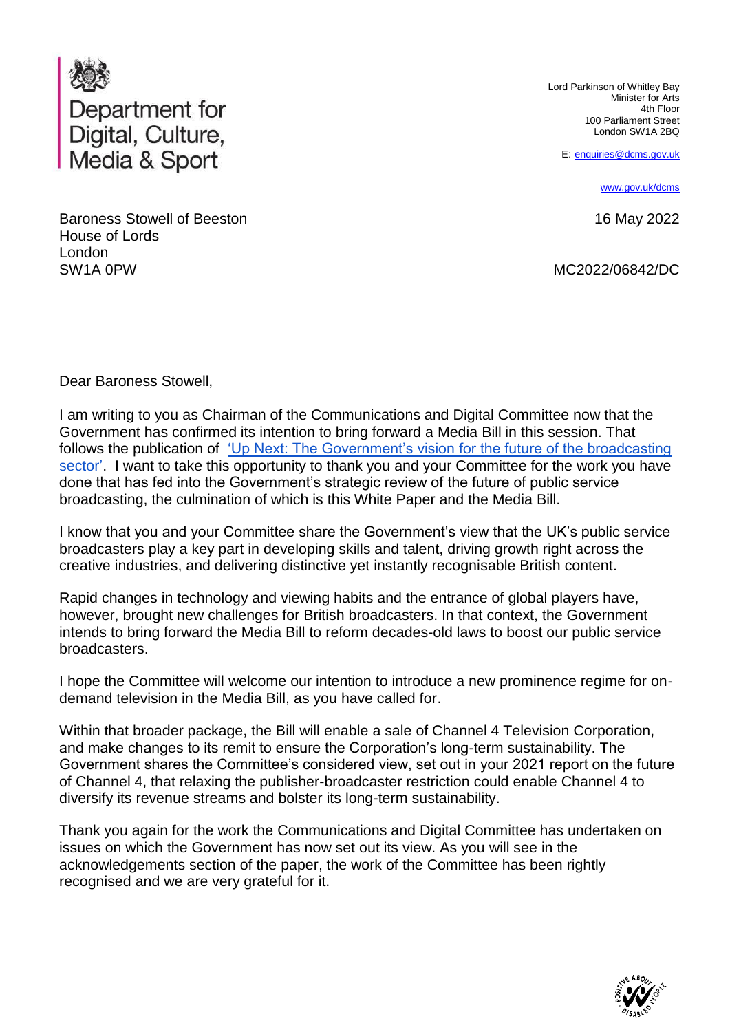Department for Digital, Culture, Media & Sport

Lord Parkinson of Whitley Bay
Minister for Arts
4th Floor
100 Parliament Street
London SW1A 2BQ

E: enquiries@dcms.gov.uk

www.gov.uk/dcms

Baroness Stowell of Beeston
House of Lords
London
SW1A 0PW

16 May 2022

MC2022/06842/DC

Dear Baroness Stowell,

I am writing to you as Chairman of the Communications and Digital Committee now that the Government has confirmed its intention to bring forward a Media Bill in this session. That follows the publication of ['Up Next: The Government's vision for the future of the broadcasting sector'](). I want to take this opportunity to thank you and your Committee for the work you have done that has fed into the Government's strategic review of the future of public service broadcasting, the culmination of which is this White Paper and the Media Bill.

I know that you and your Committee share the Government's view that the UK's public service broadcasters play a key part in developing skills and talent, driving growth right across the creative industries, and delivering distinctive yet instantly recognisable British content.

Rapid changes in technology and viewing habits and the entrance of global players have, however, brought new challenges for British broadcasters. In that context, the Government intends to bring forward the Media Bill to reform decades-old laws to boost our public service broadcasters.

I hope the Committee will welcome our intention to introduce a new prominence regime for on-demand television in the Media Bill, as you have called for.

Within that broader package, the Bill will enable a sale of Channel 4 Television Corporation, and make changes to its remit to ensure the Corporation's long-term sustainability. The Government shares the Committee's considered view, set out in your 2021 report on the future of Channel 4, that relaxing the publisher-broadcaster restriction could enable Channel 4 to diversify its revenue streams and bolster its long-term sustainability.

Thank you again for the work the Communications and Digital Committee has undertaken on issues on which the Government has now set out its view. As you will see in the acknowledgements section of the paper, the work of the Committee has been rightly recognised and we are very grateful for it.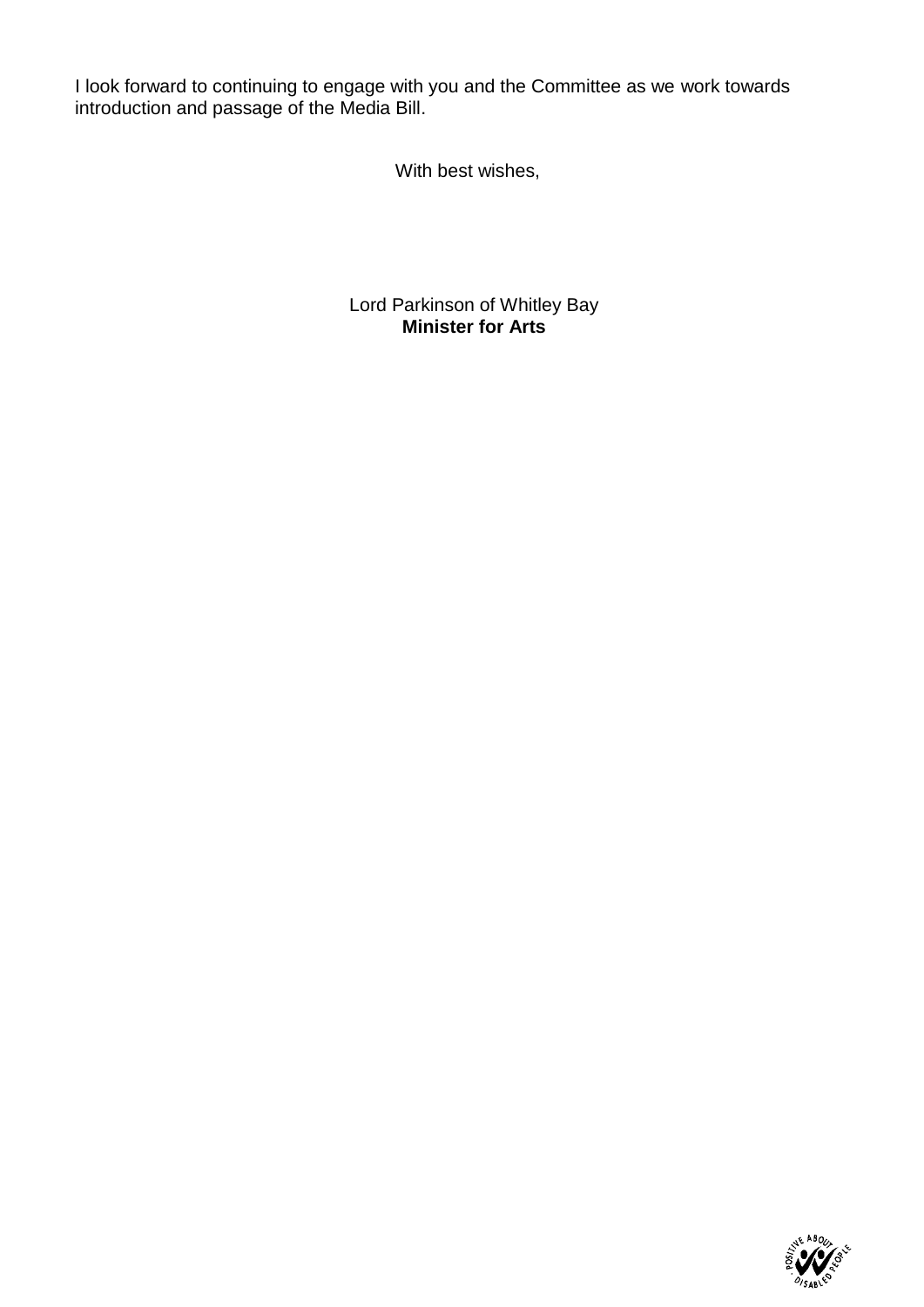I look forward to continuing to engage with you and the Committee as we work towards introduction and passage of the Media Bill.

With best wishes,

Lord Parkinson of Whitley Bay
**Minister for Arts**